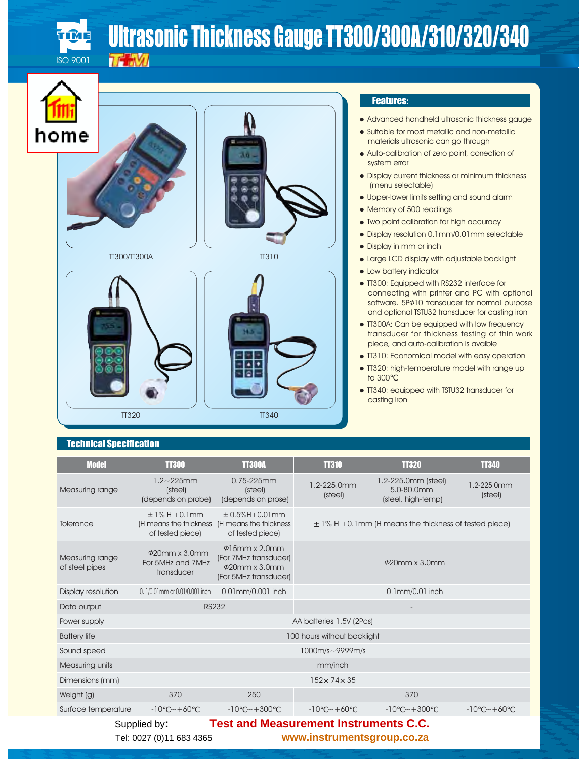# Ultrasonic Thickness Gauge TT300/300A/310/320/340

ISO 9001

TT300/TT300A

TT310

TT320

TT340

## Features:

- Advanced handheld ultrasonic thickness gauge
- Suitable for most metallic and non-metallic materials ultrasonic can go through
- Auto-calibration of zero point, correction of system error
- Display current thickness or minimum thickness (menu selectable)
- Upper-lower limits setting and sound alarm
- Memory of 500 readings
- Two point calibration for high accuracy
- Display resolution 0.1mm/0.01mm selectable
- Display in mm or inch
- Large LCD display with adjustable backlight
- Low battery indicator
- TT300: Equipped with RS232 interface for connecting with printer and PC with optional software. 5PΦ10 transducer for normal purpose and optional TSTU32 transducer for casting iron
- TT300A: Can be equipped with low frequency transducer for thickness testing of thin work piece, and auto-calibration is avaible
- TT310: Economical model with easy operation
- TT320: high-temperature model with range up to 300℃
- TT340: equipped with TSTU32 transducer for casting iron

## Technical Specification

| Model | TT300 | TT300A | TT310 | TT320 | TT340 |
|---|---|---|---|---|---|
| Measuring range | 1.2~225mm (steel) (depends on probe) | 0.75-225mm (steel) (depends on prose) | 1.2-225.0mm (steel) | 1.2-225.0mm (steel) 5.0-80.0mm (steel, high-temp) | 1.2-225.0mm (steel) |
| Tolerance | ±1% H +0.1mm (H means the thickness of tested piece) | ±0.5%H+0.01mm (H means the thickness of tested piece) | ±1% H +0.1mm (H means the thickness of tested piece) | | |
| Measuring range of steel pipes | Φ20mm x 3.0mm For 5MHz and 7MHz transducer | Φ15mm x 2.0mm (For 7MHz transducer) Φ20mm x 3.0mm (For 5MHz transducer) | Φ20mm x 3.0mm | | |
| Display resolution | 0.1/0.01mm or 0.01/0.001 inch | 0.01mm/0.001 inch | 0.1mm/0.01 inch | | |
| Data output | RS232 | | - | | |
| Power supply | AA batteries 1.5V (2Pcs) | | | | |
| Battery life | 100 hours without backlight | | | | |
| Sound speed | 1000m/s~9999m/s | | | | |
| Measuring units | mm/inch | | | | |
| Dimensions (mm) | 152× 74× 35 | | | | |
| Weight (g) | 370 | 250 | 370 | | |
| Surface temperature | -10℃~+60℃ | -10℃~+300℃ | -10℃~+60℃ | -10℃~+300℃ | -10℃~+60℃ |

Supplied by: **Test and Measurement Instruments C.C.**

Tel: 0027 (0)11 683 4365 www.instrumentsgroup.co.za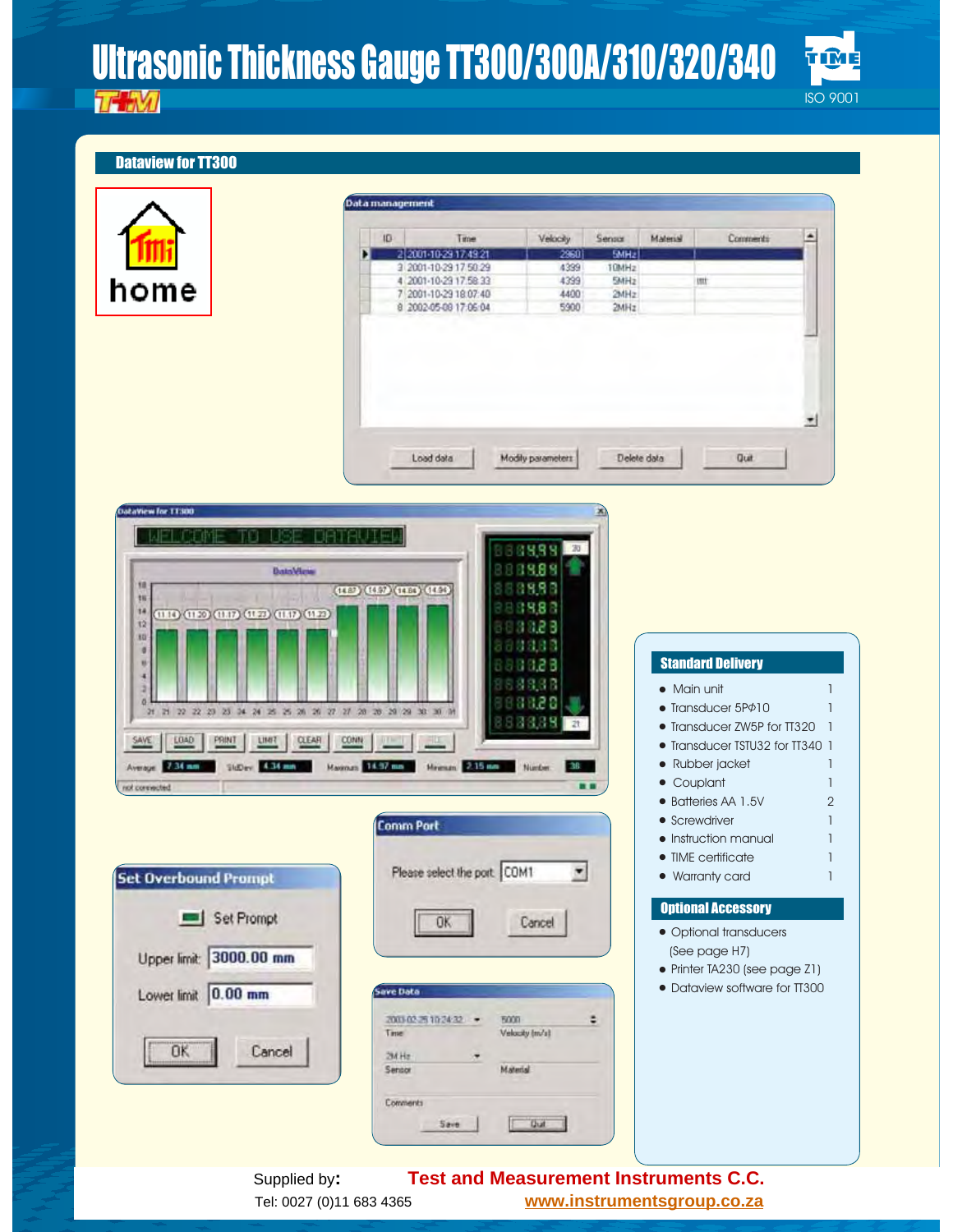# Ultrasonic Thickness Gauge TT300/300A/310/320/340

ISO 9001

## Dataview for TT300

home

Data management

| ID | Time | Velocity | Sensor | Material | Comments |
|---|---|---|---|---|---|
| 2 | 2001-10-29 17:49:21 | 2960 | 5MHz | | |
| 3 | 2001-10-29 17:50:29 | 4399 | 10MHz | | |
| 4 | 2001-10-29 17:58:33 | 4399 | 5MHz | | ttt |
| 7 | 2001-10-29 18:07:40 | 4400 | 2MHz | | |
| 8 | 2002-05-08 17:06:04 | 5900 | 2MHz | | |

Load data | Modify parameters | Delete data | Quit

DataView for TT300

WELCOME TO USE DATAVIEW

SAVE LOAD PRINT LIMIT CLEAR CONN

Average 7.34 mm StdDev 4.34 mm Maximum 14.97 mm Minimum 2.15 mm Number 38

not connected

Set Overbound Prompt

Set Prompt

Upper limit: 3000.00 mm

Lower limit: 0.00 mm

OK Cancel

Comm Port

Please select the port: COM1

OK Cancel

Save Data

2003-02-25 10:24:32 Time

5000 Velocity (m/s)

2M Hz Sensor

Material

Comments

Save Quit

### Standard Delivery

| | |
|---|---|
| ● Main unit | 1 |
| ● Transducer 5P$\phi$10 | 1 |
| ● Transducer ZW5P for TT320 | 1 |
| ● Transducer TSTU32 for TT340 | 1 |
| ● Rubber jacket | 1 |
| ● Couplant | 1 |
| ● Batteries AA 1.5V | 2 |
| ● Screwdriver | 1 |
| ● Instruction manual | 1 |
| ● TIME certificate | 1 |
| ● Warranty card | 1 |

### Optional Accessory

- Optional transducers (See page H7)
- Printer TA230 (see page Z1)
- Dataview software for TT300

Supplied by: **Test and Measurement Instruments C.C.**

Tel: 0027 (0)11 683 4365 www.instrumentsgroup.co.za